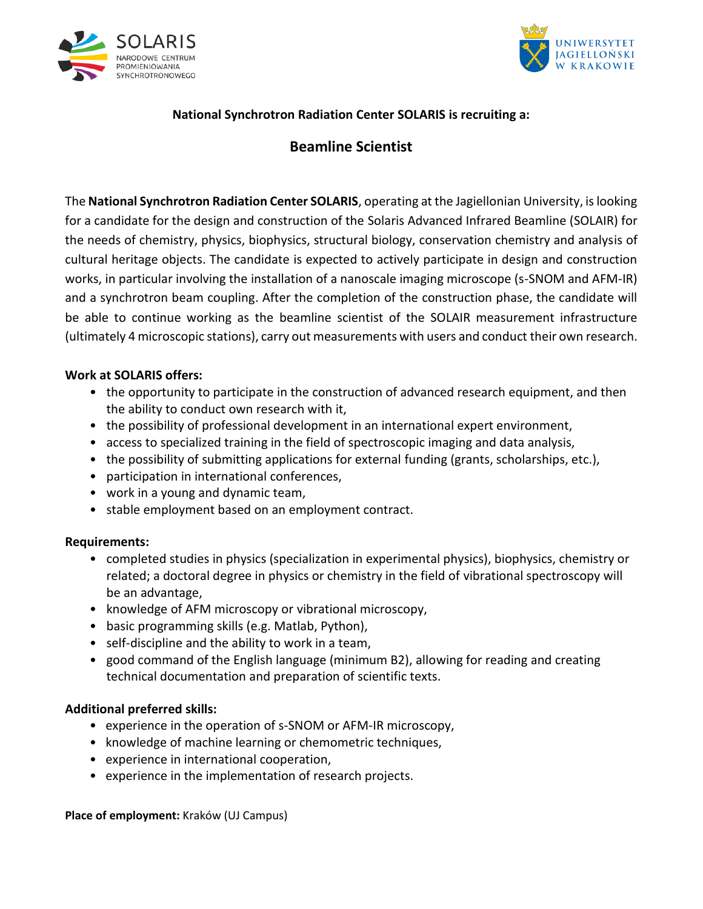**National Synchrotron Radiation Center SOLARIS is recruiting a:**

# Beamline Scientist

The **National Synchrotron Radiation Center SOLARIS**, operating at the Jagiellonian University, is looking for a candidate for the design and construction of the Solaris Advanced Infrared Beamline (SOLAIR) for the needs of chemistry, physics, biophysics, structural biology, conservation chemistry and analysis of cultural heritage objects. The candidate is expected to actively participate in design and construction works, in particular involving the installation of a nanoscale imaging microscope (s-SNOM and AFM-IR) and a synchrotron beam coupling. After the completion of the construction phase, the candidate will be able to continue working as the beamline scientist of the SOLAIR measurement infrastructure (ultimately 4 microscopic stations), carry out measurements with users and conduct their own research.

**Work at SOLARIS offers:**

- the opportunity to participate in the construction of advanced research equipment, and then the ability to conduct own research with it,
- the possibility of professional development in an international expert environment,
- access to specialized training in the field of spectroscopic imaging and data analysis,
- the possibility of submitting applications for external funding (grants, scholarships, etc.),
- participation in international conferences,
- work in a young and dynamic team,
- stable employment based on an employment contract.

**Requirements:**

- completed studies in physics (specialization in experimental physics), biophysics, chemistry or related; a doctoral degree in physics or chemistry in the field of vibrational spectroscopy will be an advantage,
- knowledge of AFM microscopy or vibrational microscopy,
- basic programming skills (e.g. Matlab, Python),
- self-discipline and the ability to work in a team,
- good command of the English language (minimum B2), allowing for reading and creating technical documentation and preparation of scientific texts.

**Additional preferred skills:**

- experience in the operation of s-SNOM or AFM-IR microscopy,
- knowledge of machine learning or chemometric techniques,
- experience in international cooperation,
- experience in the implementation of research projects.

**Place of employment:** Kraków (UJ Campus)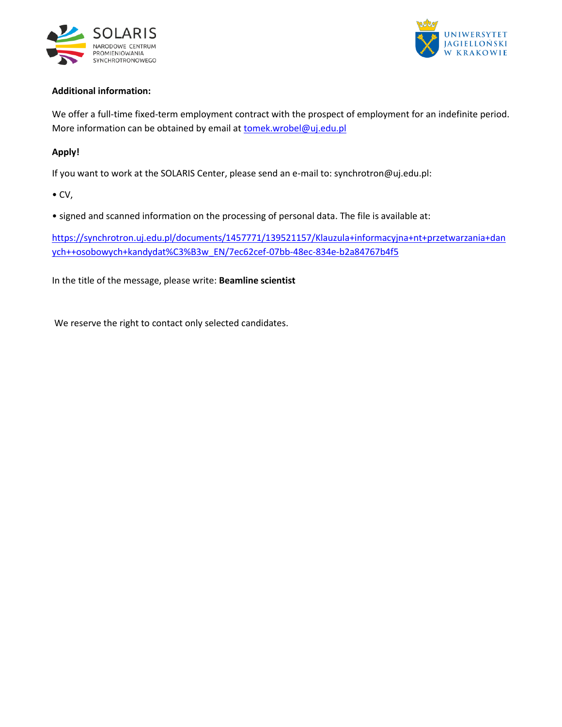**Additional information:**

We offer a full-time fixed-term employment contract with the prospect of employment for an indefinite period. More information can be obtained by email at tomek.wrobel@uj.edu.pl

**Apply!**

If you want to work at the SOLARIS Center, please send an e-mail to: synchrotron@uj.edu.pl:

- CV,
- signed and scanned information on the processing of personal data. The file is available at:

https://synchrotron.uj.edu.pl/documents/1457771/139521157/Klauzula+informacyjna+nt+przetwarzania+danych++osobowych+kandydat%C3%B3w_EN/7ec62cef-07bb-48ec-834e-b2a84767b4f5

In the title of the message, please write: **Beamline scientist**

We reserve the right to contact only selected candidates.